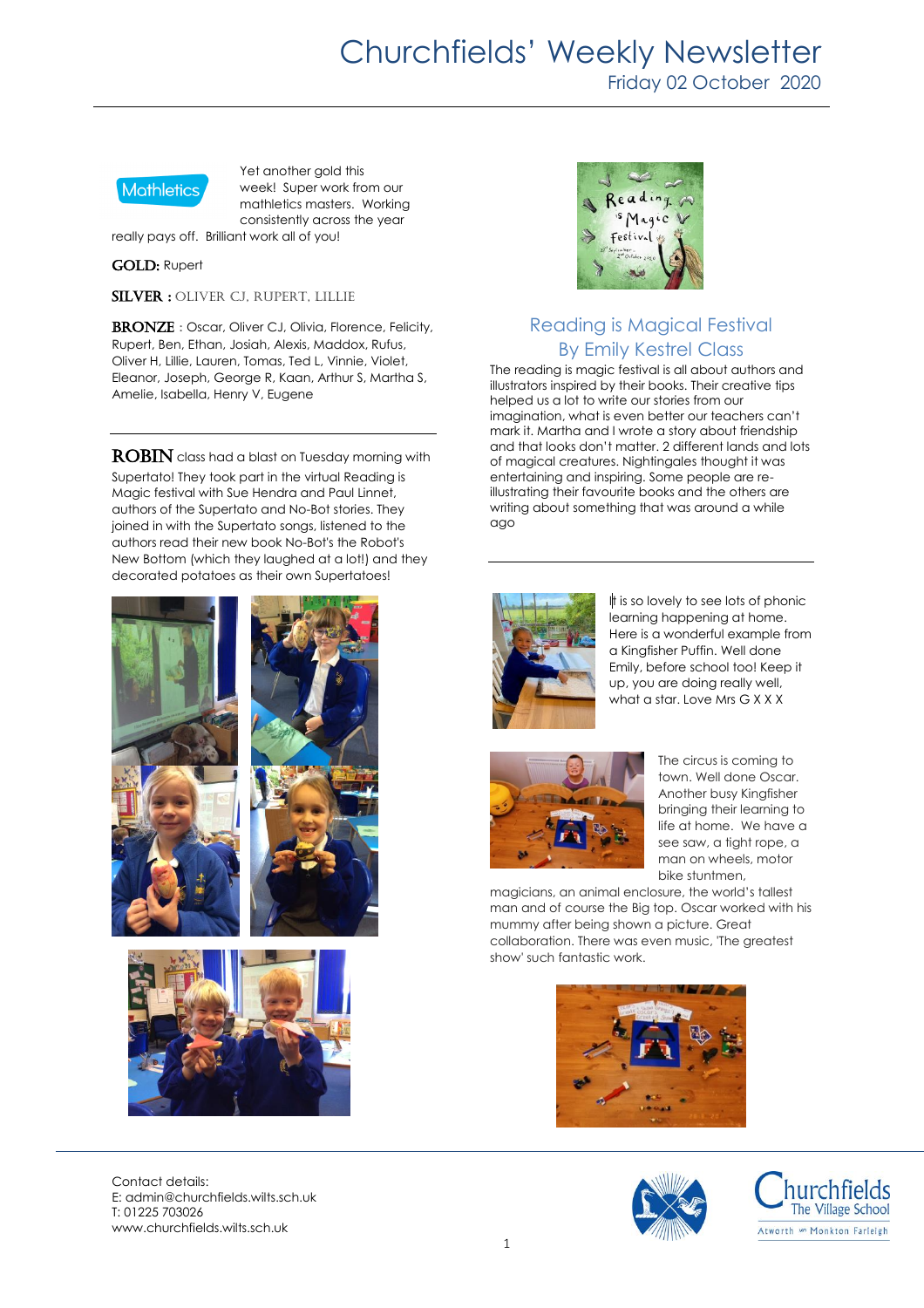# Churchfields' Weekly Newsletter

Friday 02 October 2020

Mathletics

Yet another gold this week! Super work from our mathletics masters. Working consistently across the year really pays off. Brilliant work all of you!

**GOLD:** Rupert

**SILVER :** OLIVER CJ, RUPERT, LILLIE

**BRONZE** : Oscar, Oliver CJ, Olivia, Florence, Felicity, Rupert, Ben, Ethan, Josiah, Alexis, Maddox, Rufus, Oliver H, Lillie, Lauren, Tomas, Ted L, Vinnie, Violet, Eleanor, Joseph, George R, Kaan, Arthur S, Martha S, Amelie, Isabella, Henry V, Eugene

**ROBIN** class had a blast on Tuesday morning with Supertato! They took part in the virtual Reading is Magic festival with Sue Hendra and Paul Linnet, authors of the Supertato and No-Bot stories. They joined in with the Supertato songs, listened to the authors read their new book No-Bot's the Robot's New Bottom (which they laughed at a lot!) and they decorated potatoes as their own Supertatoes!

## Reading is Magical Festival By Emily Kestrel Class

The reading is magic festival is all about authors and illustrators inspired by their books. Their creative tips helped us a lot to write our stories from our imagination, what is even better our teachers can't mark it. Martha and I wrote a story about friendship and that looks don't matter. 2 different lands and lots of magical creatures. Nightingales thought it was entertaining and inspiring. Some people are re-illustrating their favourite books and the others are writing about something that was around a while ago

It is so lovely to see lots of phonic learning happening at home. Here is a wonderful example from a Kingfisher Puffin. Well done Emily, before school too! Keep it up, you are doing really well, what a star. Love Mrs G X X X

The circus is coming to town. Well done Oscar. Another busy Kingfisher bringing their learning to life at home. We have a see saw, a tight rope, a man on wheels, motor bike stuntmen, magicians, an animal enclosure, the world's tallest man and of course the Big top. Oscar worked with his mummy after being shown a picture. Great collaboration. There was even music, 'The greatest show' such fantastic work.

Contact details:
E: admin@churchfields.wilts.sch.uk
T: 01225 703026
www.churchfields.wilts.sch.uk

Churchfields The Village School
Atworth Monkton Farleigh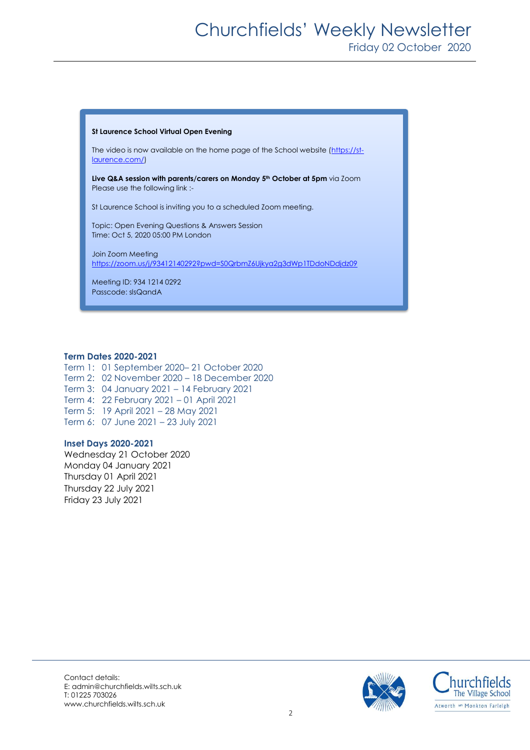**St Laurence School Virtual Open Evening**

The video is now available on the home page of the School website (https://st-laurence.com/)

**Live Q&A session with parents/carers on Monday 5th October at 5pm** via Zoom
Please use the following link :-

St Laurence School is inviting you to a scheduled Zoom meeting.

Topic: Open Evening Questions & Answers Session
Time: Oct 5, 2020 05:00 PM London

Join Zoom Meeting
https://zoom.us/j/93412140292?pwd=S0QrbmZ6Ujkya2g3dWp1TDdoNDdjdz09

Meeting ID: 934 1214 0292
Passcode: slsQandA

### Term Dates 2020-2021

Term 1: 01 September 2020– 21 October 2020
Term 2: 02 November 2020 – 18 December 2020
Term 3: 04 January 2021 – 14 February 2021
Term 4: 22 February 2021 – 01 April 2021
Term 5: 19 April 2021 – 28 May 2021
Term 6: 07 June 2021 – 23 July 2021

### Inset Days 2020-2021

Wednesday 21 October 2020
Monday 04 January 2021
Thursday 01 April 2021
Thursday 22 July 2021
Friday 23 July 2021

Contact details:
E: admin@churchfields.wilts.sch.uk
T: 01225 703026
www.churchfields.wilts.sch.uk